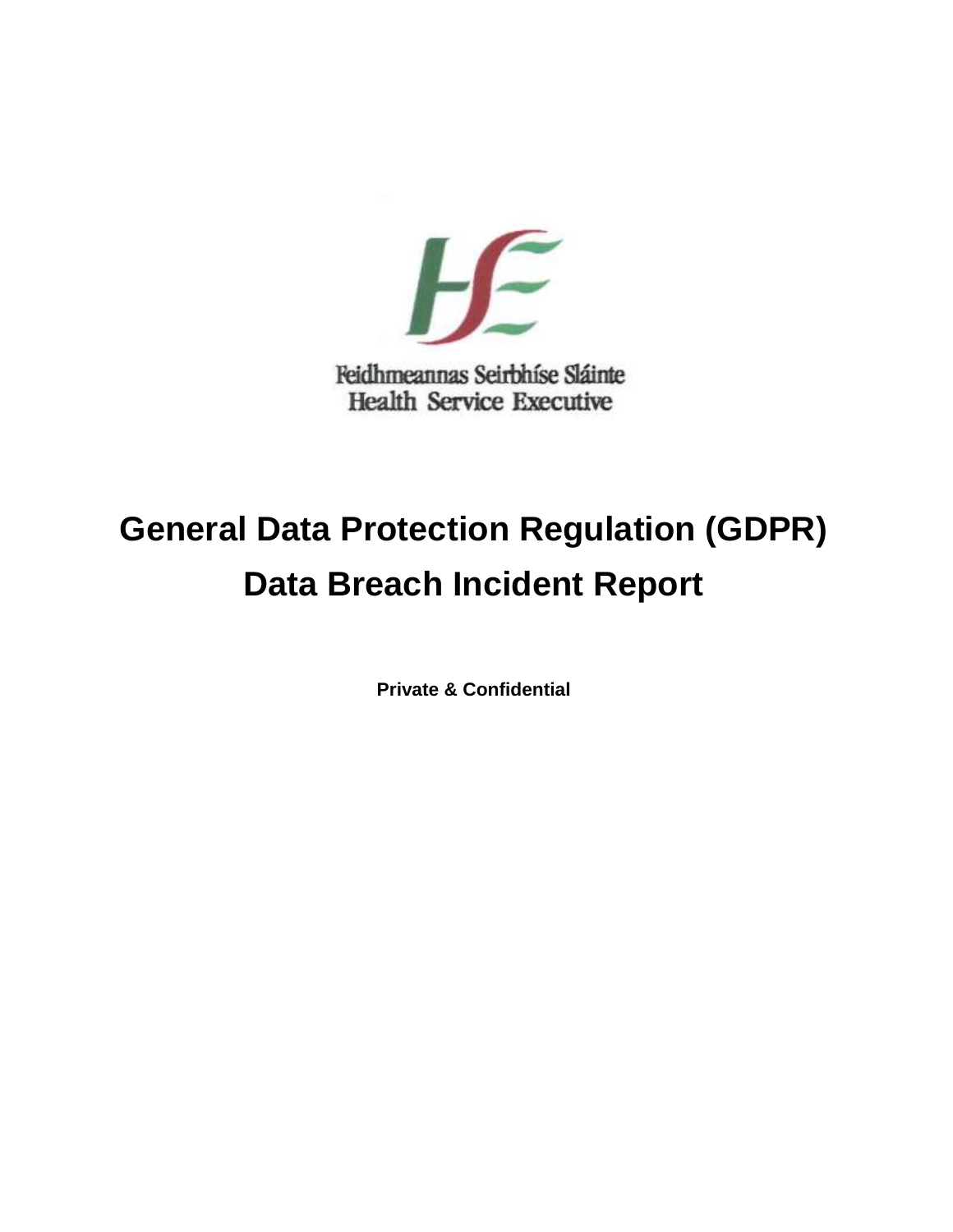Feidhmeannas Seirbhíse Sláinte
Health Service Executive

# General Data Protection Regulation (GDPR)
# Data Breach Incident Report

**Private & Confidential**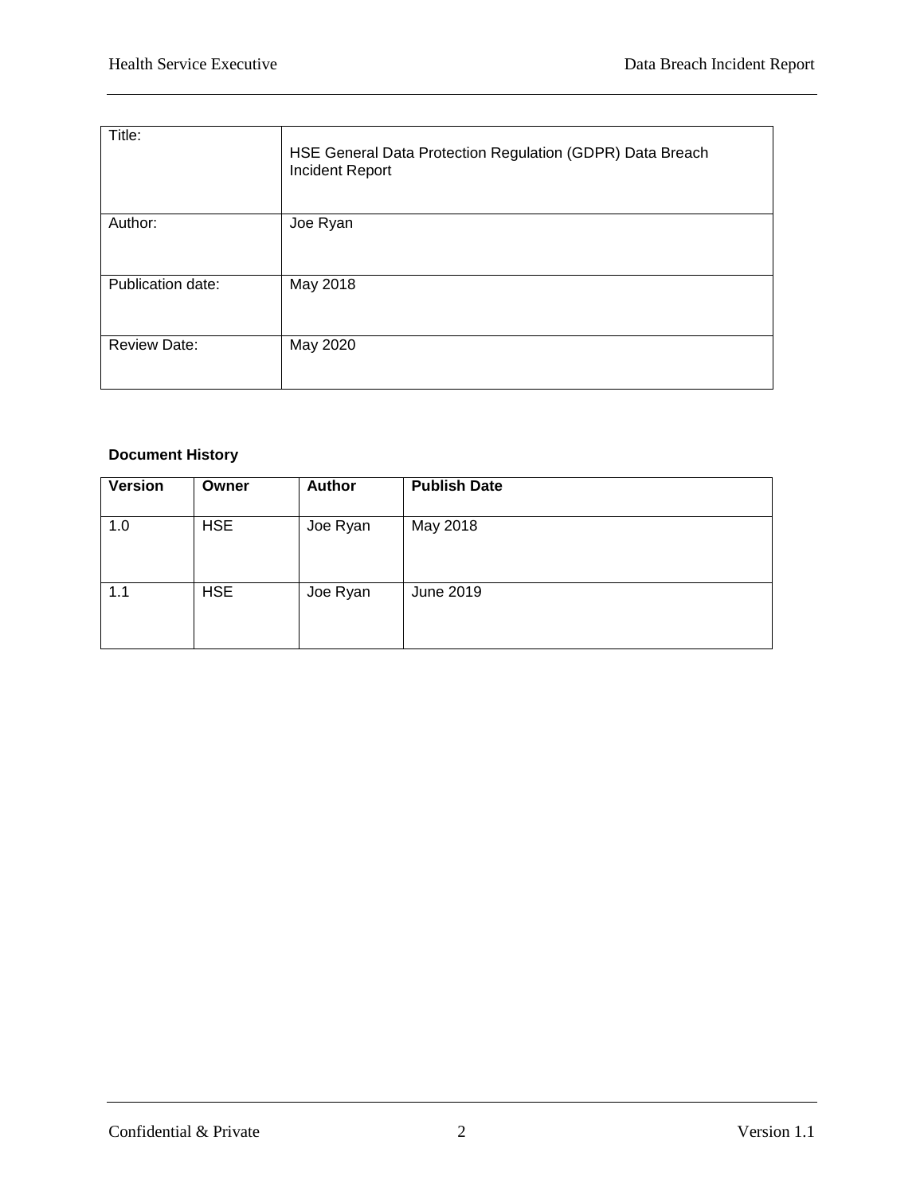| | |
|---|---|
| Title: | HSE General Data Protection Regulation (GDPR) Data Breach Incident Report |
| Author: | Joe Ryan |
| Publication date: | May 2018 |
| Review Date: | May 2020 |

**Document History**

| Version | Owner | Author | Publish Date |
|---|---|---|---|
| 1.0 | HSE | Joe Ryan | May 2018 |
| 1.1 | HSE | Joe Ryan | June 2019 |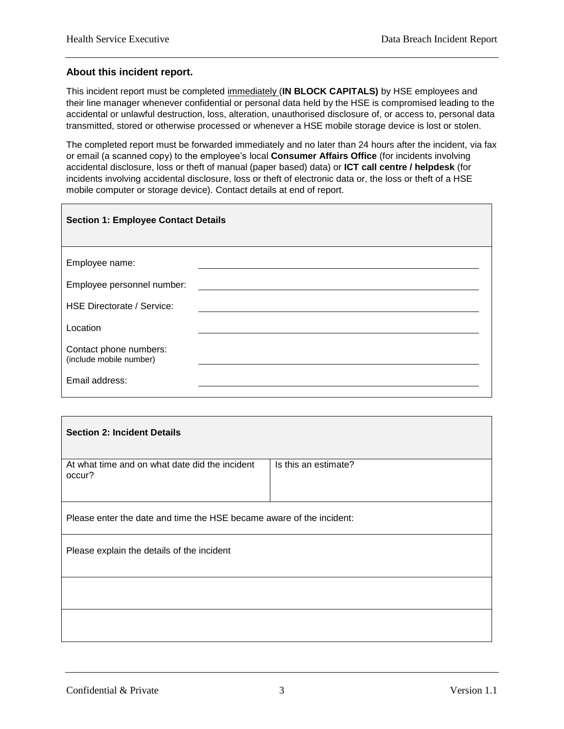### About this incident report.

This incident report must be completed immediately (**IN BLOCK CAPITALS)** by HSE employees and their line manager whenever confidential or personal data held by the HSE is compromised leading to the accidental or unlawful destruction, loss, alteration, unauthorised disclosure of, or access to, personal data transmitted, stored or otherwise processed or whenever a HSE mobile storage device is lost or stolen.

The completed report must be forwarded immediately and no later than 24 hours after the incident, via fax or email (a scanned copy) to the employee's local **Consumer Affairs Office** (for incidents involving accidental disclosure, loss or theft of manual (paper based) data) or **ICT call centre / helpdesk** (for incidents involving accidental disclosure, loss or theft of electronic data or, the loss or theft of a HSE mobile computer or storage device). Contact details at end of report.

| **Section 1: Employee Contact Details** | |
|---|---|
| Employee name: | |
| Employee personnel number: | |
| HSE Directorate / Service: | |
| Location | |
| Contact phone numbers: (include mobile number) | |
| Email address: | |

| **Section 2: Incident Details** | |
|---|---|
| At what time and on what date did the incident occur? | Is this an estimate? |
| Please enter the date and time the HSE became aware of the incident: | |
| Please explain the details of the incident | |
| | |
| | |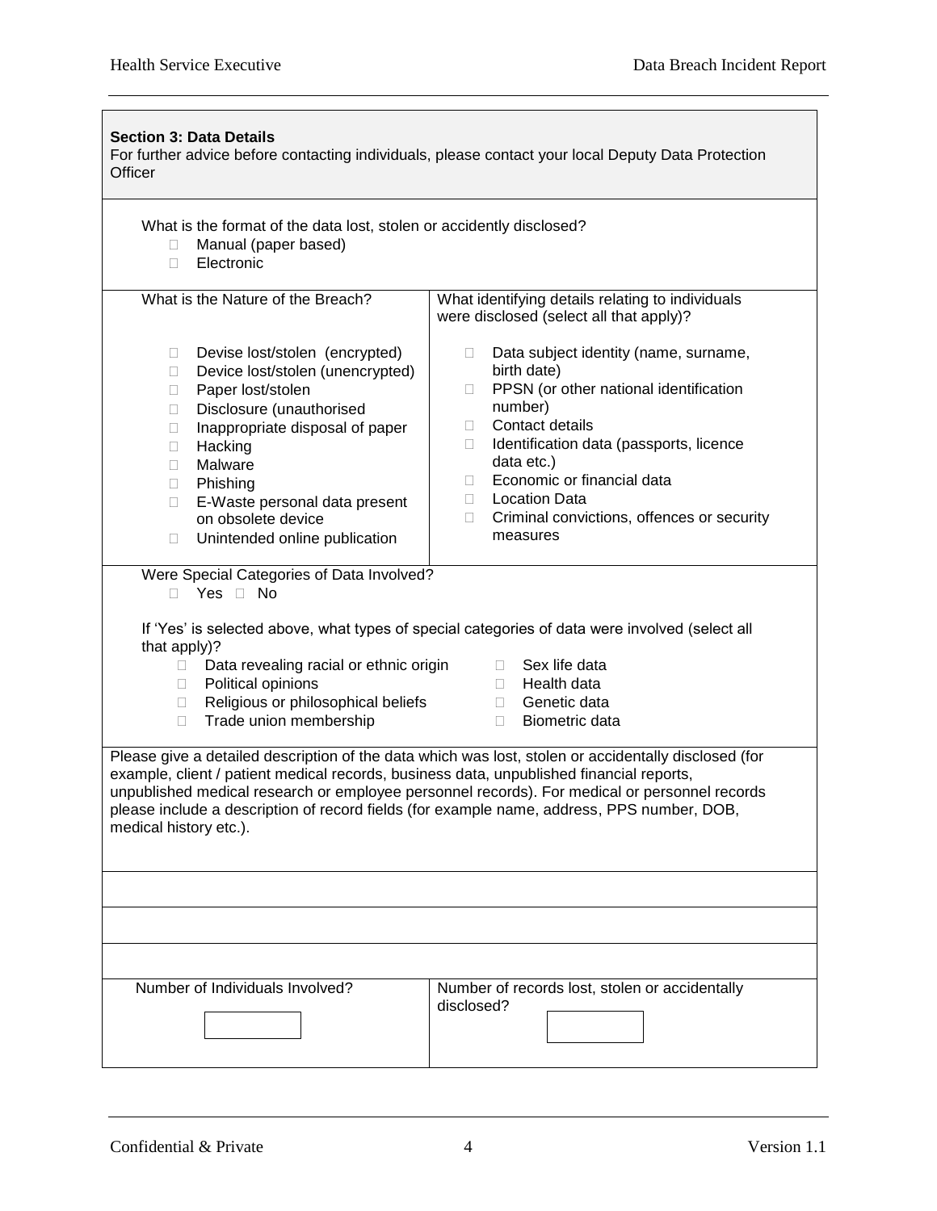**Section 3: Data Details**

For further advice before contacting individuals, please contact your local Deputy Data Protection Officer

What is the format of the data lost, stolen or accidently disclosed?

- ☐ Manual (paper based)
- ☐ Electronic

| What is the Nature of the Breach? | What identifying details relating to individuals were disclosed (select all that apply)? |
|---|---|
| ☐ Devise lost/stolen (encrypted)<br>☐ Device lost/stolen (unencrypted)<br>☐ Paper lost/stolen<br>☐ Disclosure (unauthorised<br>☐ Inappropriate disposal of paper<br>☐ Hacking<br>☐ Malware<br>☐ Phishing<br>☐ E-Waste personal data present on obsolete device<br>☐ Unintended online publication | ☐ Data subject identity (name, surname, birth date)<br>☐ PPSN (or other national identification number)<br>☐ Contact details<br>☐ Identification data (passports, licence data etc.)<br>☐ Economic or financial data<br>☐ Location Data<br>☐ Criminal convictions, offences or security measures |

Were Special Categories of Data Involved?

☐ Yes ☐ No

If 'Yes' is selected above, what types of special categories of data were involved (select all that apply)?

- ☐ Data revealing racial or ethnic origin
- ☐ Political opinions
- ☐ Religious or philosophical beliefs
- ☐ Trade union membership
- ☐ Sex life data
- ☐ Health data
- ☐ Genetic data
- ☐ Biometric data

Please give a detailed description of the data which was lost, stolen or accidentally disclosed (for example, client / patient medical records, business data, unpublished financial reports, unpublished medical research or employee personnel records). For medical or personnel records please include a description of record fields (for example name, address, PPS number, DOB, medical history etc.).

| Number of Individuals Involved? | Number of records lost, stolen or accidentally disclosed? |
|---|---|
| | |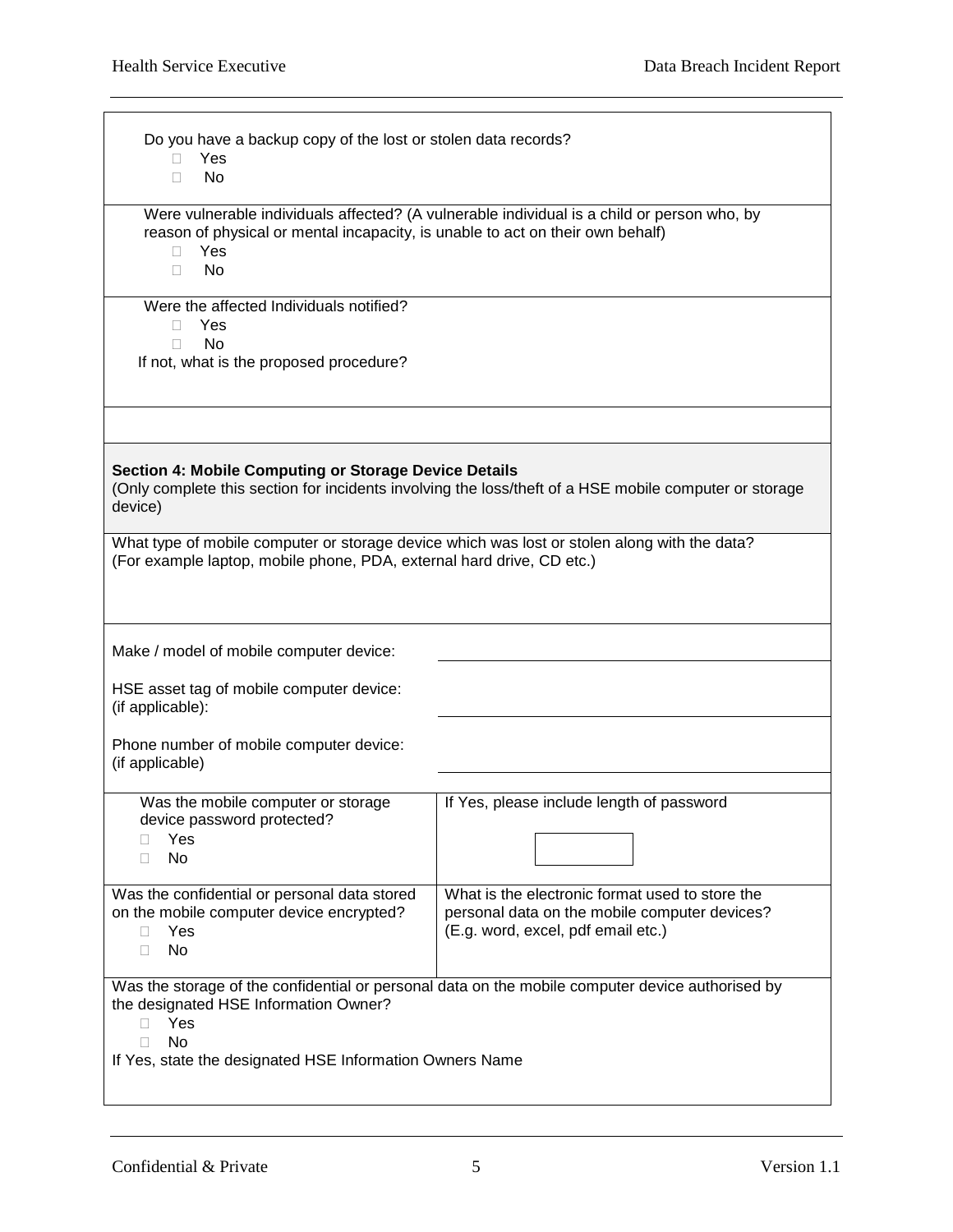Do you have a backup copy of the lost or stolen data records?

- Yes
- No

Were vulnerable individuals affected? (A vulnerable individual is a child or person who, by reason of physical or mental incapacity, is unable to act on their own behalf)

- Yes
- No

Were the affected Individuals notified?

- Yes
- No

If not, what is the proposed procedure?

**Section 4: Mobile Computing or Storage Device Details**

(Only complete this section for incidents involving the loss/theft of a HSE mobile computer or storage device)

What type of mobile computer or storage device which was lost or stolen along with the data?
(For example laptop, mobile phone, PDA, external hard drive, CD etc.)

| | |
|---|---|
| Make / model of mobile computer device: | |
| HSE asset tag of mobile computer device: (if applicable): | |
| Phone number of mobile computer device: (if applicable) | |

| | |
|---|---|
| Was the mobile computer or storage device password protected?<br>- Yes<br>- No | If Yes, please include length of password |
| Was the confidential or personal data stored on the mobile computer device encrypted?<br>- Yes<br>- No | What is the electronic format used to store the personal data on the mobile computer devices? (E.g. word, excel, pdf email etc.) |

Was the storage of the confidential or personal data on the mobile computer device authorised by the designated HSE Information Owner?

- Yes
- No

If Yes, state the designated HSE Information Owners Name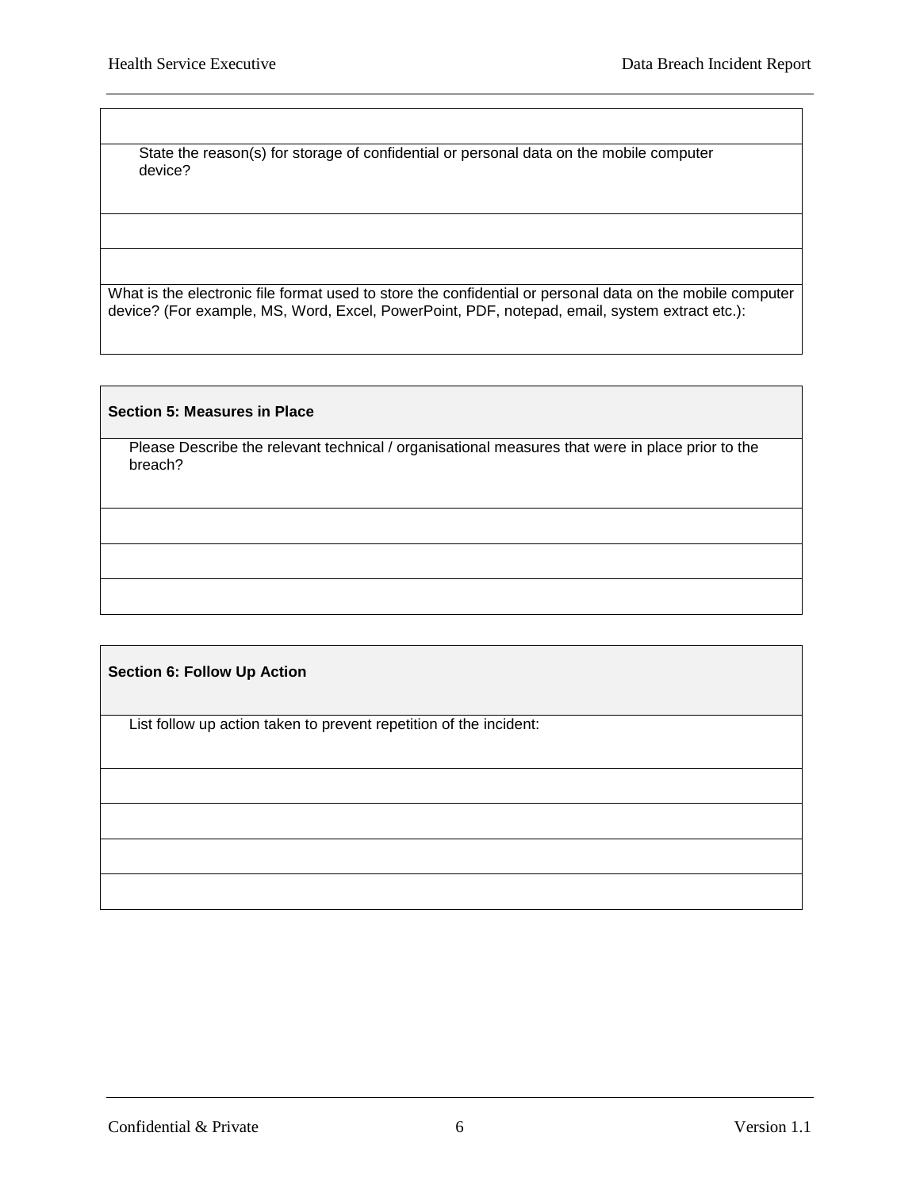| |
|---|
| |
| State the reason(s) for storage of confidential or personal data on the mobile computer device? |
| |
| |
| What is the electronic file format used to store the confidential or personal data on the mobile computer device? (For example, MS, Word, Excel, PowerPoint, PDF, notepad, email, system extract etc.): |

| **Section 5: Measures in Place** |
|---|
| Please Describe the relevant technical / organisational measures that were in place prior to the breach? |
| |
| |
| |

| **Section 6: Follow Up Action** |
|---|
| List follow up action taken to prevent repetition of the incident: |
| |
| |
| |
| |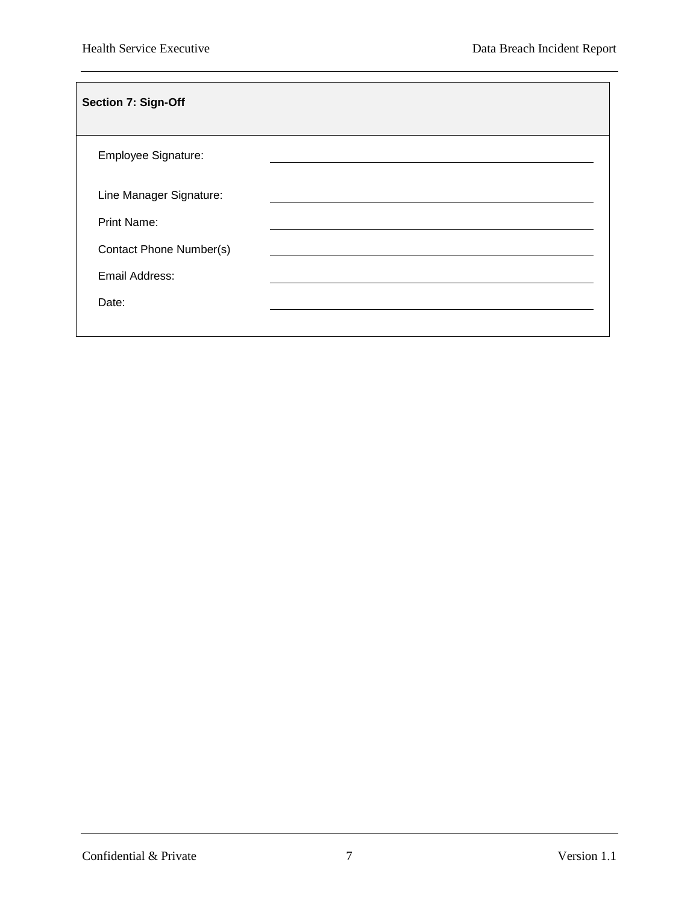## Section 7: Sign-Off

| | |
|---|---|
| Employee Signature: | |
| Line Manager Signature: | |
| Print Name: | |
| Contact Phone Number(s) | |
| Email Address: | |
| Date: | |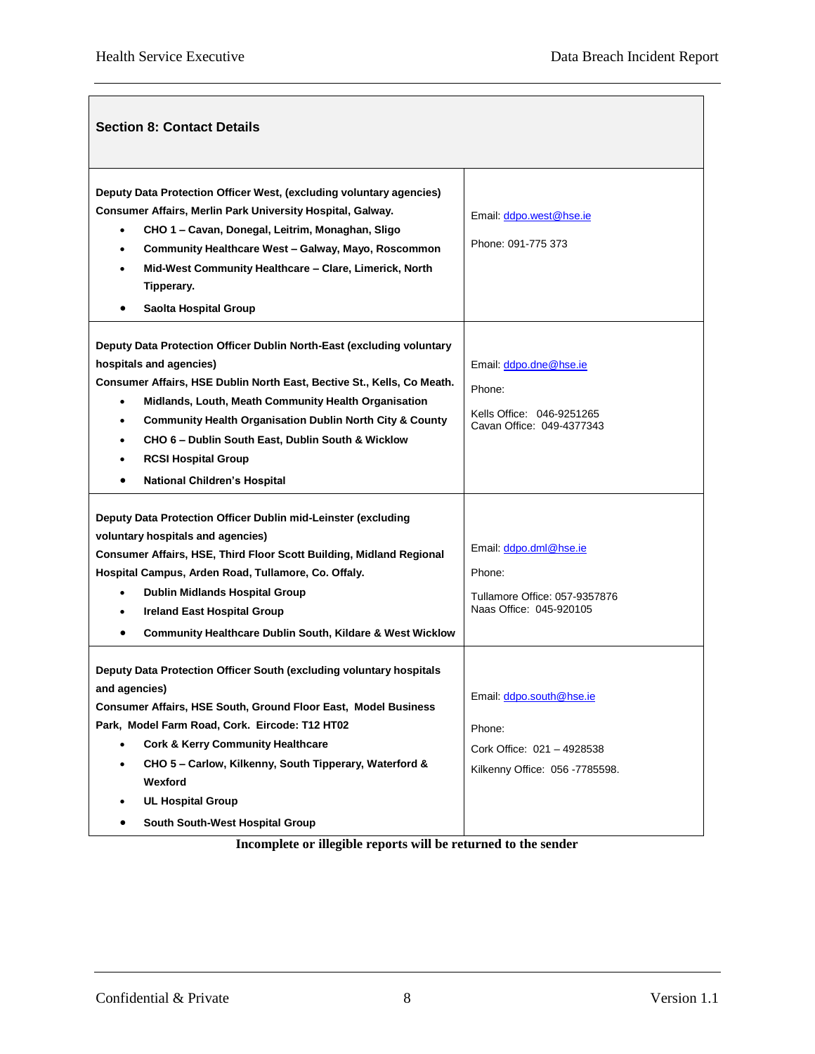| Section 8: Contact Details | |
| --- | --- |
| **Deputy Data Protection Officer West, (excluding voluntary agencies)**<br>**Consumer Affairs, Merlin Park University Hospital, Galway.**<br>• **CHO 1 – Cavan, Donegal, Leitrim, Monaghan, Sligo**<br>• **Community Healthcare West – Galway, Mayo, Roscommon**<br>• **Mid-West Community Healthcare – Clare, Limerick, North Tipperary.**<br>• **Saolta Hospital Group** | Email: ddpo.west@hse.ie<br><br>Phone: 091-775 373 |
| **Deputy Data Protection Officer Dublin North-East (excluding voluntary hospitals and agencies)**<br>**Consumer Affairs, HSE Dublin North East, Bective St., Kells, Co Meath.**<br>• **Midlands, Louth, Meath Community Health Organisation**<br>• **Community Health Organisation Dublin North City & County**<br>• **CHO 6 – Dublin South East, Dublin South & Wicklow**<br>• **RCSI Hospital Group**<br>• **National Children's Hospital** | Email: ddpo.dne@hse.ie<br><br>Phone:<br><br>Kells Office: 046-9251265<br>Cavan Office: 049-4377343 |
| **Deputy Data Protection Officer Dublin mid-Leinster (excluding voluntary hospitals and agencies)**<br>**Consumer Affairs, HSE, Third Floor Scott Building, Midland Regional Hospital Campus, Arden Road, Tullamore, Co. Offaly.**<br>• **Dublin Midlands Hospital Group**<br>• **Ireland East Hospital Group**<br>• **Community Healthcare Dublin South, Kildare & West Wicklow** | Email: ddpo.dml@hse.ie<br><br>Phone:<br><br>Tullamore Office: 057-9357876<br>Naas Office: 045-920105 |
| **Deputy Data Protection Officer South (excluding voluntary hospitals and agencies)**<br>**Consumer Affairs, HSE South, Ground Floor East, Model Business Park, Model Farm Road, Cork. Eircode: T12 HT02**<br>• **Cork & Kerry Community Healthcare**<br>• **CHO 5 – Carlow, Kilkenny, South Tipperary, Waterford & Wexford**<br>• **UL Hospital Group**<br>• **South South-West Hospital Group** | Email: ddpo.south@hse.ie<br><br>Phone:<br><br>Cork Office: 021 – 4928538<br><br>Kilkenny Office: 056 -7785598. |

**Incomplete or illegible reports will be returned to the sender**